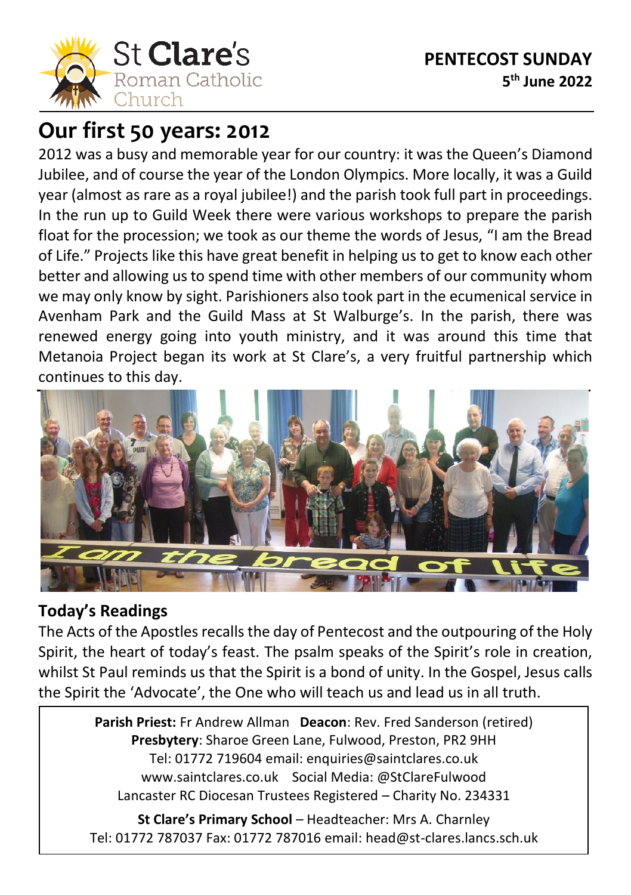St **Clare's** Roman Catholic Church

**PENTECOST SUNDAY**
**5th June 2022**

# Our first 50 years: 2012

2012 was a busy and memorable year for our country: it was the Queen's Diamond Jubilee, and of course the year of the London Olympics. More locally, it was a Guild year (almost as rare as a royal jubilee!) and the parish took full part in proceedings. In the run up to Guild Week there were various workshops to prepare the parish float for the procession; we took as our theme the words of Jesus, "I am the Bread of Life." Projects like this have great benefit in helping us to get to know each other better and allowing us to spend time with other members of our community whom we may only know by sight. Parishioners also took part in the ecumenical service in Avenham Park and the Guild Mass at St Walburge's. In the parish, there was renewed energy going into youth ministry, and it was around this time that Metanoia Project began its work at St Clare's, a very fruitful partnership which continues to this day.

## Today's Readings

The Acts of the Apostles recalls the day of Pentecost and the outpouring of the Holy Spirit, the heart of today's feast. The psalm speaks of the Spirit's role in creation, whilst St Paul reminds us that the Spirit is a bond of unity. In the Gospel, Jesus calls the Spirit the 'Advocate', the One who will teach us and lead us in all truth.

**Parish Priest:** Fr Andrew Allman **Deacon**: Rev. Fred Sanderson (retired)
**Presbytery**: Sharoe Green Lane, Fulwood, Preston, PR2 9HH
Tel: 01772 719604 email: enquiries@saintclares.co.uk
www.saintclares.co.uk Social Media: @StClareFulwood
Lancaster RC Diocesan Trustees Registered – Charity No. 234331

**St Clare's Primary School** – Headteacher: Mrs A. Charnley
Tel: 01772 787037 Fax: 01772 787016 email: head@st-clares.lancs.sch.uk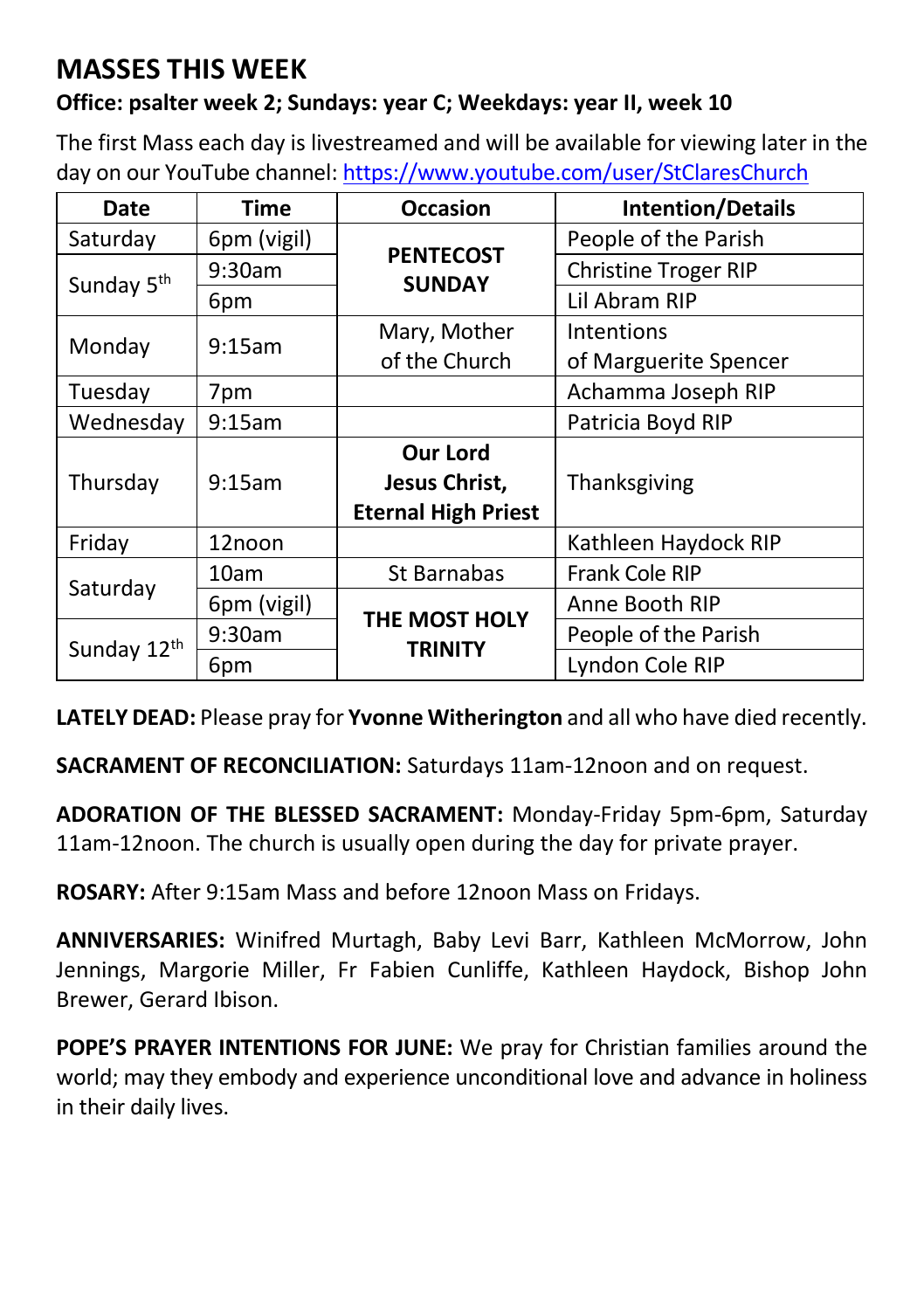# MASSES THIS WEEK

**Office: psalter week 2; Sundays: year C; Weekdays: year II, week 10**

The first Mass each day is livestreamed and will be available for viewing later in the day on our YouTube channel: https://www.youtube.com/user/StClaresChurch

| Date | Time | Occasion | Intention/Details |
|---|---|---|---|
| Saturday | 6pm (vigil) | **PENTECOST SUNDAY** | People of the Parish |
| Sunday 5th | 9:30am | | Christine Troger RIP |
| | 6pm | | Lil Abram RIP |
| Monday | 9:15am | Mary, Mother of the Church | Intentions of Marguerite Spencer |
| Tuesday | 7pm | | Achamma Joseph RIP |
| Wednesday | 9:15am | | Patricia Boyd RIP |
| Thursday | 9:15am | **Our Lord Jesus Christ, Eternal High Priest** | Thanksgiving |
| Friday | 12noon | | Kathleen Haydock RIP |
| Saturday | 10am | St Barnabas | Frank Cole RIP |
| | 6pm (vigil) | **THE MOST HOLY TRINITY** | Anne Booth RIP |
| Sunday 12th | 9:30am | | People of the Parish |
| | 6pm | | Lyndon Cole RIP |

**LATELY DEAD:** Please pray for **Yvonne Witherington** and all who have died recently.

**SACRAMENT OF RECONCILIATION:** Saturdays 11am-12noon and on request.

**ADORATION OF THE BLESSED SACRAMENT:** Monday-Friday 5pm-6pm, Saturday 11am-12noon. The church is usually open during the day for private prayer.

**ROSARY:** After 9:15am Mass and before 12noon Mass on Fridays.

**ANNIVERSARIES:** Winifred Murtagh, Baby Levi Barr, Kathleen McMorrow, John Jennings, Margorie Miller, Fr Fabien Cunliffe, Kathleen Haydock, Bishop John Brewer, Gerard Ibison.

**POPE'S PRAYER INTENTIONS FOR JUNE:** We pray for Christian families around the world; may they embody and experience unconditional love and advance in holiness in their daily lives.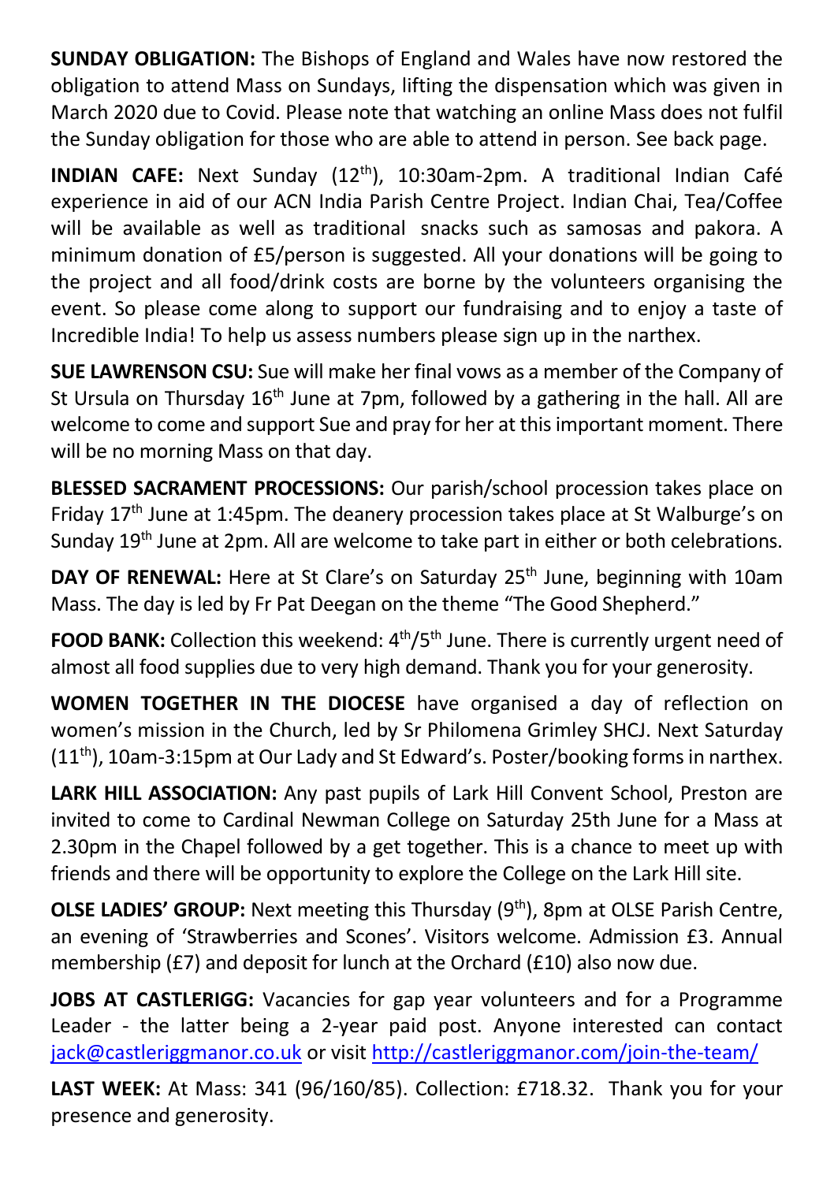**SUNDAY OBLIGATION:** The Bishops of England and Wales have now restored the obligation to attend Mass on Sundays, lifting the dispensation which was given in March 2020 due to Covid. Please note that watching an online Mass does not fulfil the Sunday obligation for those who are able to attend in person. See back page.

**INDIAN CAFE:** Next Sunday (12th), 10:30am-2pm. A traditional Indian Café experience in aid of our ACN India Parish Centre Project. Indian Chai, Tea/Coffee will be available as well as traditional snacks such as samosas and pakora. A minimum donation of £5/person is suggested. All your donations will be going to the project and all food/drink costs are borne by the volunteers organising the event. So please come along to support our fundraising and to enjoy a taste of Incredible India! To help us assess numbers please sign up in the narthex.

**SUE LAWRENSON CSU:** Sue will make her final vows as a member of the Company of St Ursula on Thursday 16th June at 7pm, followed by a gathering in the hall. All are welcome to come and support Sue and pray for her at this important moment. There will be no morning Mass on that day.

**BLESSED SACRAMENT PROCESSIONS:** Our parish/school procession takes place on Friday 17th June at 1:45pm. The deanery procession takes place at St Walburge's on Sunday 19th June at 2pm. All are welcome to take part in either or both celebrations.

**DAY OF RENEWAL:** Here at St Clare's on Saturday 25th June, beginning with 10am Mass. The day is led by Fr Pat Deegan on the theme "The Good Shepherd."

**FOOD BANK:** Collection this weekend: 4th/5th June. There is currently urgent need of almost all food supplies due to very high demand. Thank you for your generosity.

**WOMEN TOGETHER IN THE DIOCESE** have organised a day of reflection on women's mission in the Church, led by Sr Philomena Grimley SHCJ. Next Saturday (11th), 10am-3:15pm at Our Lady and St Edward's. Poster/booking forms in narthex.

**LARK HILL ASSOCIATION:** Any past pupils of Lark Hill Convent School, Preston are invited to come to Cardinal Newman College on Saturday 25th June for a Mass at 2.30pm in the Chapel followed by a get together. This is a chance to meet up with friends and there will be opportunity to explore the College on the Lark Hill site.

**OLSE LADIES' GROUP:** Next meeting this Thursday (9th), 8pm at OLSE Parish Centre, an evening of 'Strawberries and Scones'. Visitors welcome. Admission £3. Annual membership (£7) and deposit for lunch at the Orchard (£10) also now due.

**JOBS AT CASTLERIGG:** Vacancies for gap year volunteers and for a Programme Leader - the latter being a 2-year paid post. Anyone interested can contact jack@castleriggmanor.co.uk or visit http://castleriggmanor.com/join-the-team/

**LAST WEEK:** At Mass: 341 (96/160/85). Collection: £718.32. Thank you for your presence and generosity.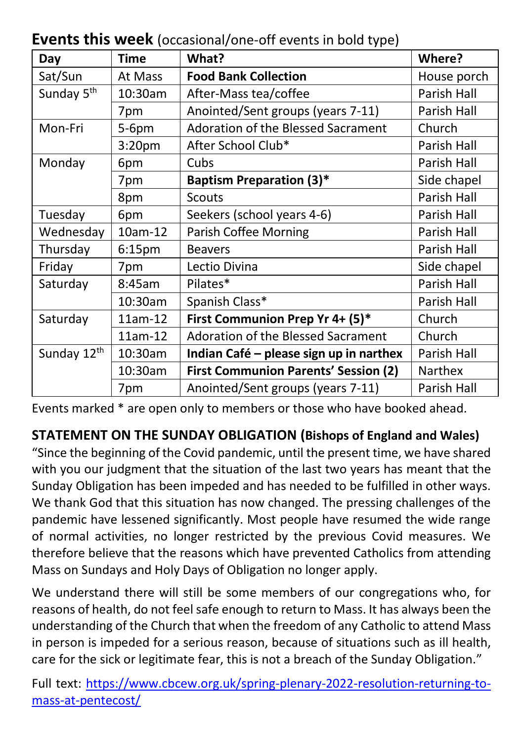## Events this week (occasional/one-off events in bold type)

| Day | Time | What? | Where? |
|---|---|---|---|
| Sat/Sun | At Mass | **Food Bank Collection** | House porch |
| Sunday 5th | 10:30am | After-Mass tea/coffee | Parish Hall |
| | 7pm | Anointed/Sent groups (years 7-11) | Parish Hall |
| Mon-Fri | 5-6pm | Adoration of the Blessed Sacrament | Church |
| | 3:20pm | After School Club* | Parish Hall |
| Monday | 6pm | Cubs | Parish Hall |
| | 7pm | **Baptism Preparation (3)*** | Side chapel |
| | 8pm | Scouts | Parish Hall |
| Tuesday | 6pm | Seekers (school years 4-6) | Parish Hall |
| Wednesday | 10am-12 | Parish Coffee Morning | Parish Hall |
| Thursday | 6:15pm | Beavers | Parish Hall |
| Friday | 7pm | Lectio Divina | Side chapel |
| Saturday | 8:45am | Pilates* | Parish Hall |
| | 10:30am | Spanish Class* | Parish Hall |
| Saturday | 11am-12 | **First Communion Prep Yr 4+ (5)*** | Church |
| | 11am-12 | Adoration of the Blessed Sacrament | Church |
| Sunday 12th | 10:30am | **Indian Café – please sign up in narthex** | Parish Hall |
| | 10:30am | **First Communion Parents' Session (2)** | Narthex |
| | 7pm | Anointed/Sent groups (years 7-11) | Parish Hall |

Events marked * are open only to members or those who have booked ahead.

**STATEMENT ON THE SUNDAY OBLIGATION (Bishops of England and Wales)**

"Since the beginning of the Covid pandemic, until the present time, we have shared with you our judgment that the situation of the last two years has meant that the Sunday Obligation has been impeded and has needed to be fulfilled in other ways. We thank God that this situation has now changed. The pressing challenges of the pandemic have lessened significantly. Most people have resumed the wide range of normal activities, no longer restricted by the previous Covid measures. We therefore believe that the reasons which have prevented Catholics from attending Mass on Sundays and Holy Days of Obligation no longer apply.

We understand there will still be some members of our congregations who, for reasons of health, do not feel safe enough to return to Mass. It has always been the understanding of the Church that when the freedom of any Catholic to attend Mass in person is impeded for a serious reason, because of situations such as ill health, care for the sick or legitimate fear, this is not a breach of the Sunday Obligation."

Full text: https://www.cbcew.org.uk/spring-plenary-2022-resolution-returning-to-mass-at-pentecost/